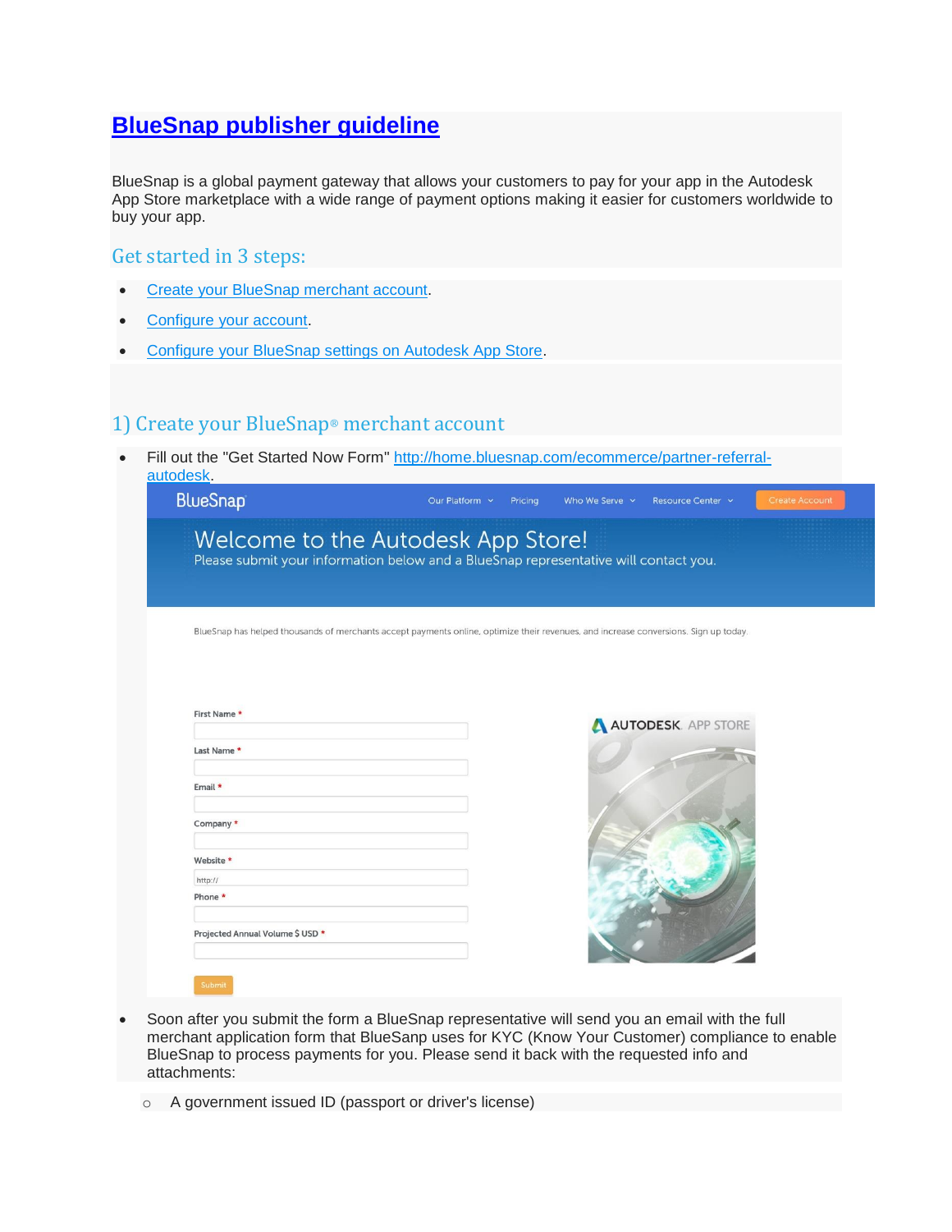# [BlueSnap publisher guideline]

BlueSnap is a global payment gateway that allows your customers to pay for your app in the Autodesk App Store marketplace with a wide range of payment options making it easier for customers worldwide to buy your app.

## Get started in 3 steps:

- Create your BlueSnap merchant account.
- Configure your account.
- Configure your BlueSnap settings on Autodesk App Store.

## 1) Create your BlueSnap® merchant account

- Fill out the "Get Started Now Form" http://home.bluesnap.com/ecommerce/partner-referral-autodesk.

- Soon after you submit the form a BlueSnap representative will send you an email with the full merchant application form that BlueSanp uses for KYC (Know Your Customer) compliance to enable BlueSnap to process payments for you. Please send it back with the requested info and attachments:
  - A government issued ID (passport or driver's license)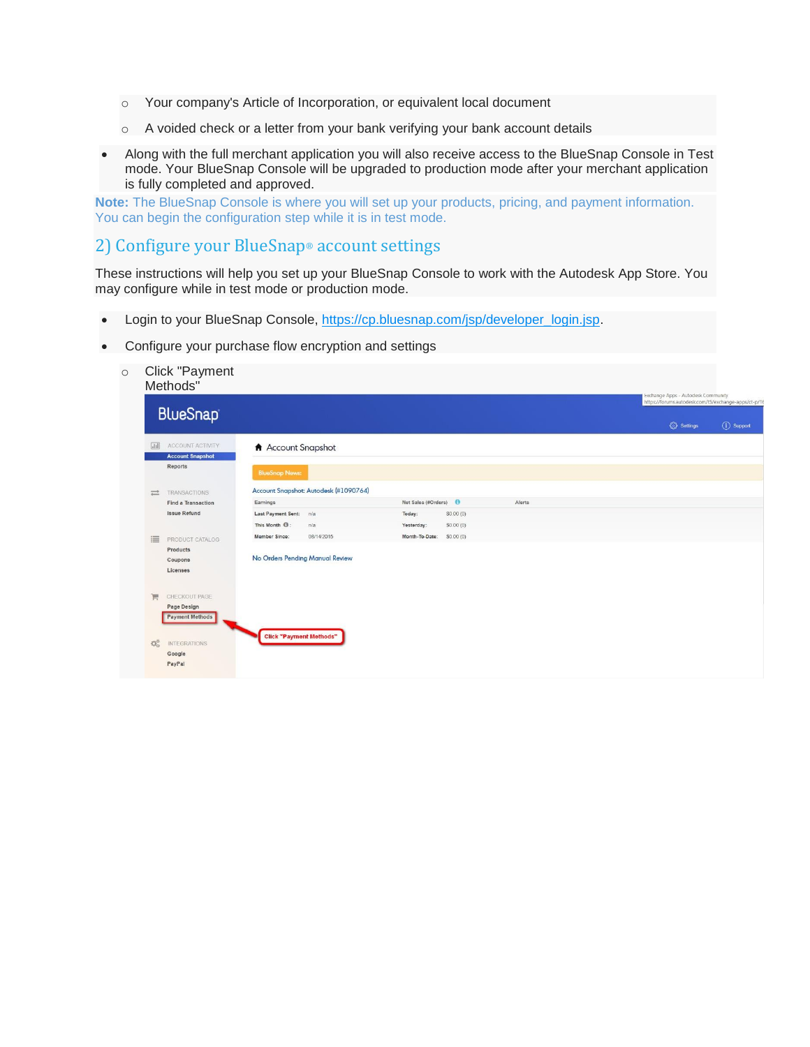- Your company's Article of Incorporation, or equivalent local document
   - A voided check or a letter from your bank verifying your bank account details

- Along with the full merchant application you will also receive access to the BlueSnap Console in Test mode. Your BlueSnap Console will be upgraded to production mode after your merchant application is fully completed and approved.

**Note:** The BlueSnap Console is where you will set up your products, pricing, and payment information. You can begin the configuration step while it is in test mode.

## 2) Configure your BlueSnap® account settings

These instructions will help you set up your BlueSnap Console to work with the Autodesk App Store. You may configure while in test mode or production mode.

- Login to your BlueSnap Console, [https://cp.bluesnap.com/jsp/developer_login.jsp](https://cp.bluesnap.com/jsp/developer_login.jsp).
- Configure your purchase flow encryption and settings
   - Click "Payment Methods"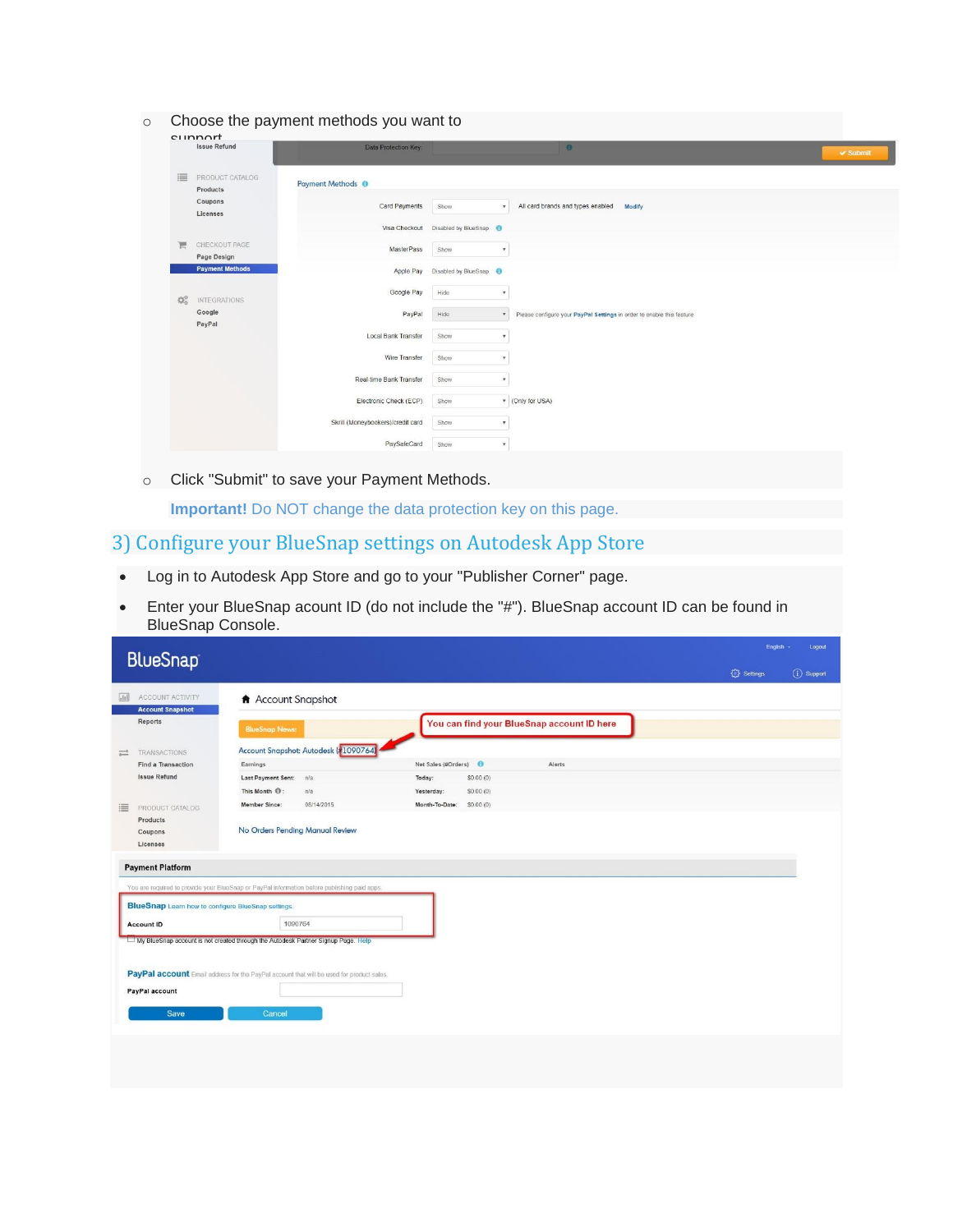- Choose the payment methods you want to support

- Click "Submit" to save your Payment Methods.

**Important!** Do NOT change the data protection key on this page.

## 3) Configure your BlueSnap settings on Autodesk App Store

- Log in to Autodesk App Store and go to your "Publisher Corner" page.
- Enter your BlueSnap account ID (do not include the "#"). BlueSnap account ID can be found in BlueSnap Console.